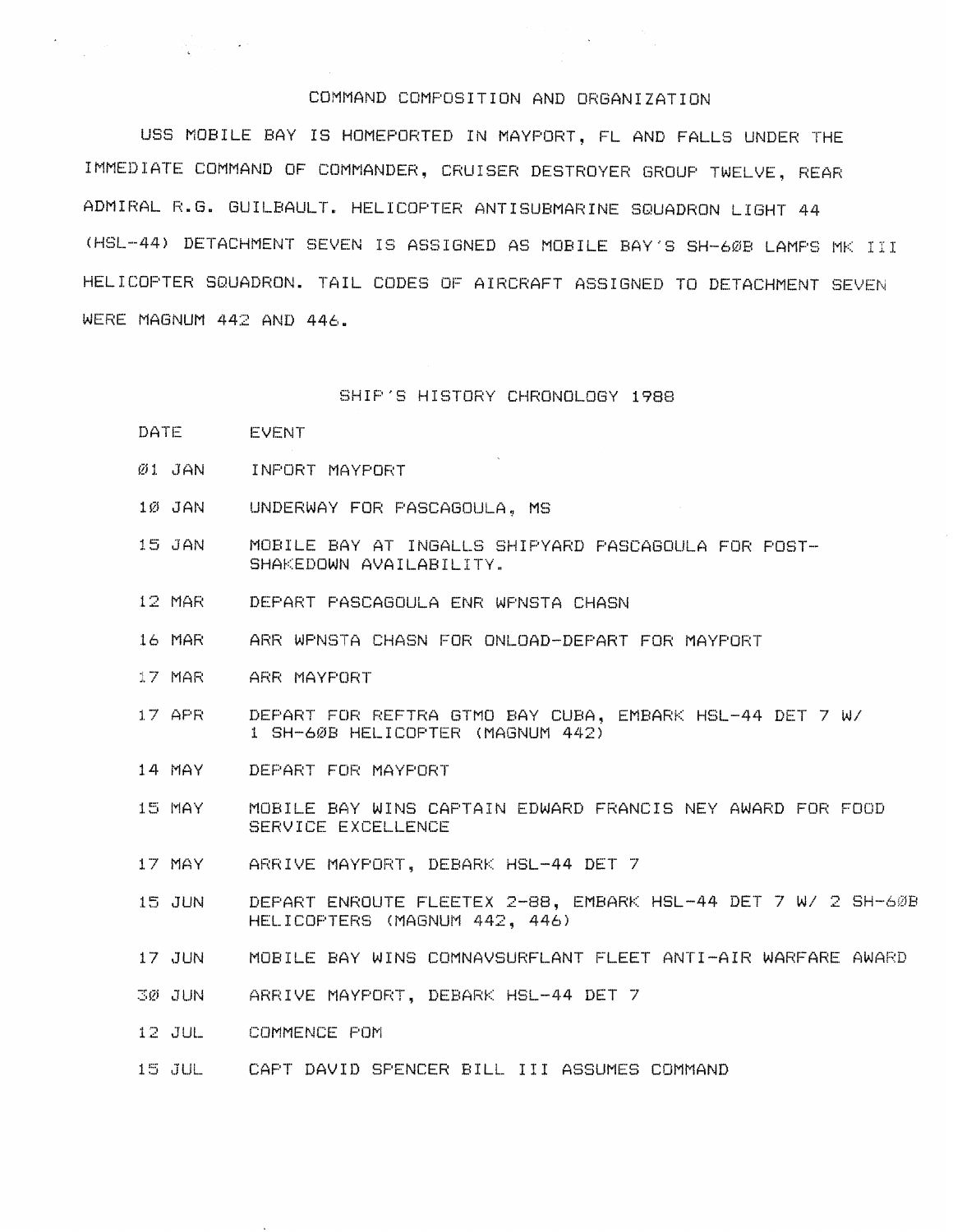## COMMAND COMPOSITION AND ORGANIZATION

USS MOBILE BAY IS HOMEPORTED IN MAYPORT, FL AND FALLS UNDER THE IMMEDIATE COMMAND OF COMMANDER, CRUISER DESTROYER GROUP TWELVE, REAR ADMIRAL R.G. GUILBAULT. HELICOPTER ANTISUBMARINE SQUADRON LIGHT 44 (HSL-44) DETACHMENT SEVEN IS ASSIGNED AS MOBILE BAY'S SH-60B LAMPS MK III HELICOPTER SQUADRON. TAIL CODES OF AIRCRAFT ASSIGNED TO DETACHMENT SEVEN WERE MAGNUM 442 AND 446.

## SHIP'S HISTORY CHRONOLOGY 1988

| DATE | EVENT |
|---|---|
| 01 JAN | INPORT MAYPORT |
| 10 JAN | UNDERWAY FOR PASCAGOULA, MS |
| 15 JAN | MOBILE BAY AT INGALLS SHIPYARD PASCAGOULA FOR POST-SHAKEDOWN AVAILABILITY. |
| 12 MAR | DEPART PASCAGOULA ENR WPNSTA CHASN |
| 16 MAR | ARR WPNSTA CHASN FOR ONLOAD-DEPART FOR MAYPORT |
| 17 MAR | ARR MAYPORT |
| 17 APR | DEPART FOR REFTRA GTMO BAY CUBA, EMBARK HSL-44 DET 7 W/ 1 SH-60B HELICOPTER (MAGNUM 442) |
| 14 MAY | DEPART FOR MAYPORT |
| 15 MAY | MOBILE BAY WINS CAPTAIN EDWARD FRANCIS NEY AWARD FOR FOOD SERVICE EXCELLENCE |
| 17 MAY | ARRIVE MAYPORT, DEBARK HSL-44 DET 7 |
| 15 JUN | DEPART ENROUTE FLEETEX 2-88, EMBARK HSL-44 DET 7 W/ 2 SH-60B HELICOPTERS (MAGNUM 442, 446) |
| 17 JUN | MOBILE BAY WINS COMNAVSURFLANT FLEET ANTI-AIR WARFARE AWARD |
| 30 JUN | ARRIVE MAYPORT, DEBARK HSL-44 DET 7 |
| 12 JUL | COMMENCE POM |
| 15 JUL | CAPT DAVID SPENCER BILL III ASSUMES COMMAND |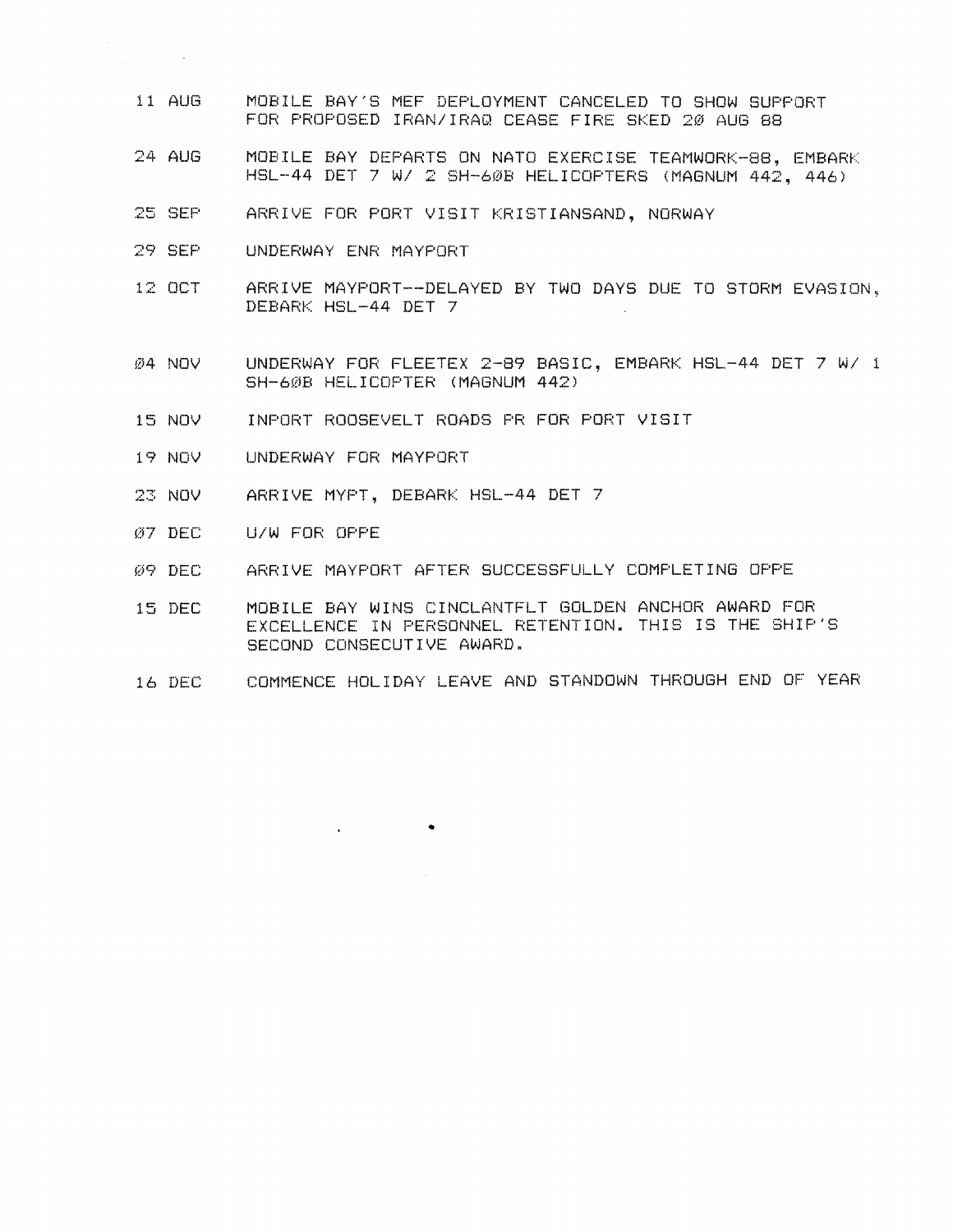11 AUG — MOBILE BAY'S MEF DEPLOYMENT CANCELED TO SHOW SUPPORT FOR PROPOSED IRAN/IRAQ CEASE FIRE SKED 20 AUG 88

24 AUG — MOBILE BAY DEPARTS ON NATO EXERCISE TEAMWORK-88, EMBARK HSL-44 DET 7 W/ 2 SH-60B HELICOPTERS (MAGNUM 442, 446)

25 SEP — ARRIVE FOR PORT VISIT KRISTIANSAND, NORWAY

29 SEP — UNDERWAY ENR MAYPORT

12 OCT — ARRIVE MAYPORT--DELAYED BY TWO DAYS DUE TO STORM EVASION, DEBARK HSL-44 DET 7

04 NOV — UNDERWAY FOR FLEETEX 2-89 BASIC, EMBARK HSL-44 DET 7 W/ 1 SH-60B HELICOPTER (MAGNUM 442)

15 NOV — INPORT ROOSEVELT ROADS PR FOR PORT VISIT

19 NOV — UNDERWAY FOR MAYPORT

23 NOV — ARRIVE MYPT, DEBARK HSL-44 DET 7

07 DEC — U/W FOR OPPE

09 DEC — ARRIVE MAYPORT AFTER SUCCESSFULLY COMPLETING OPPE

15 DEC — MOBILE BAY WINS CINCLANTFLT GOLDEN ANCHOR AWARD FOR EXCELLENCE IN PERSONNEL RETENTION. THIS IS THE SHIP'S SECOND CONSECUTIVE AWARD.

16 DEC — COMMENCE HOLIDAY LEAVE AND STANDOWN THROUGH END OF YEAR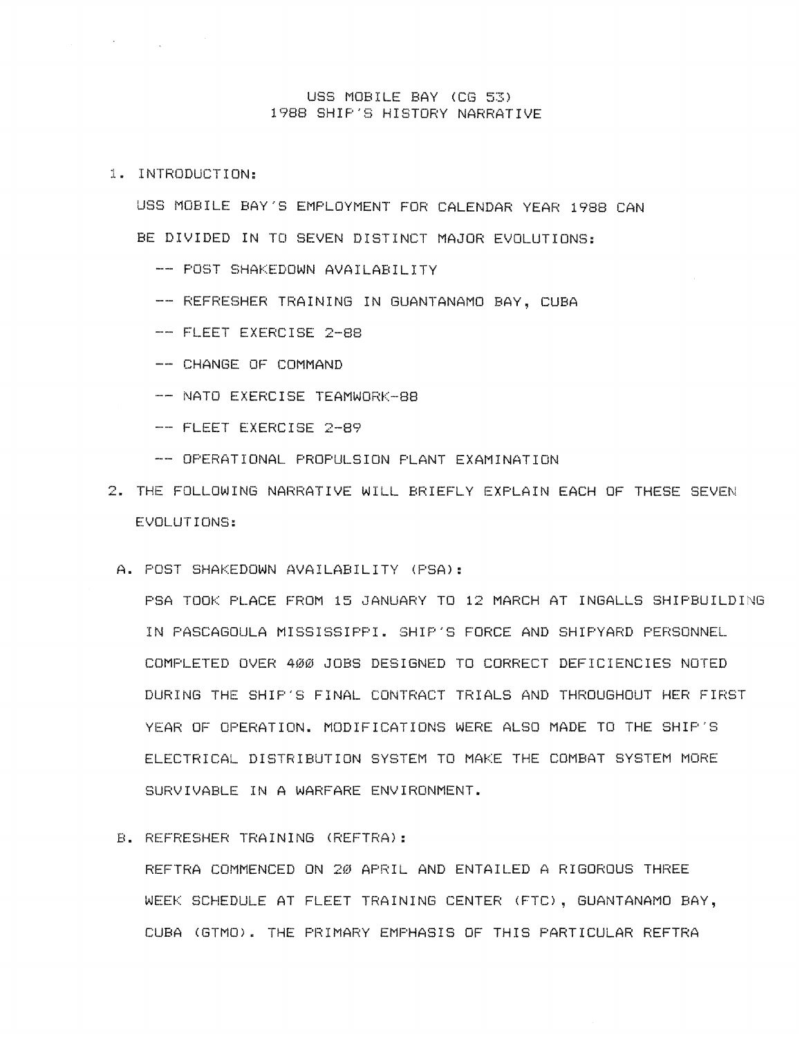# USS MOBILE BAY (CG 53)
## 1988 SHIP'S HISTORY NARRATIVE

1. INTRODUCTION:

   USS MOBILE BAY'S EMPLOYMENT FOR CALENDAR YEAR 1988 CAN BE DIVIDED IN TO SEVEN DISTINCT MAJOR EVOLUTIONS:

   -- POST SHAKEDOWN AVAILABILITY

   -- REFRESHER TRAINING IN GUANTANAMO BAY, CUBA

   -- FLEET EXERCISE 2-88

   -- CHANGE OF COMMAND

   -- NATO EXERCISE TEAMWORK-88

   -- FLEET EXERCISE 2-89

   -- OPERATIONAL PROPULSION PLANT EXAMINATION

2. THE FOLLOWING NARRATIVE WILL BRIEFLY EXPLAIN EACH OF THESE SEVEN EVOLUTIONS:

   A. POST SHAKEDOWN AVAILABILITY (PSA):

   PSA TOOK PLACE FROM 15 JANUARY TO 12 MARCH AT INGALLS SHIPBUILDING IN PASCAGOULA MISSISSIPPI. SHIP'S FORCE AND SHIPYARD PERSONNEL COMPLETED OVER 400 JOBS DESIGNED TO CORRECT DEFICIENCIES NOTED DURING THE SHIP'S FINAL CONTRACT TRIALS AND THROUGHOUT HER FIRST YEAR OF OPERATION. MODIFICATIONS WERE ALSO MADE TO THE SHIP'S ELECTRICAL DISTRIBUTION SYSTEM TO MAKE THE COMBAT SYSTEM MORE SURVIVABLE IN A WARFARE ENVIRONMENT.

   B. REFRESHER TRAINING (REFTRA):

   REFTRA COMMENCED ON 20 APRIL AND ENTAILED A RIGOROUS THREE WEEK SCHEDULE AT FLEET TRAINING CENTER (FTC), GUANTANAMO BAY, CUBA (GTMO). THE PRIMARY EMPHASIS OF THIS PARTICULAR REFTRA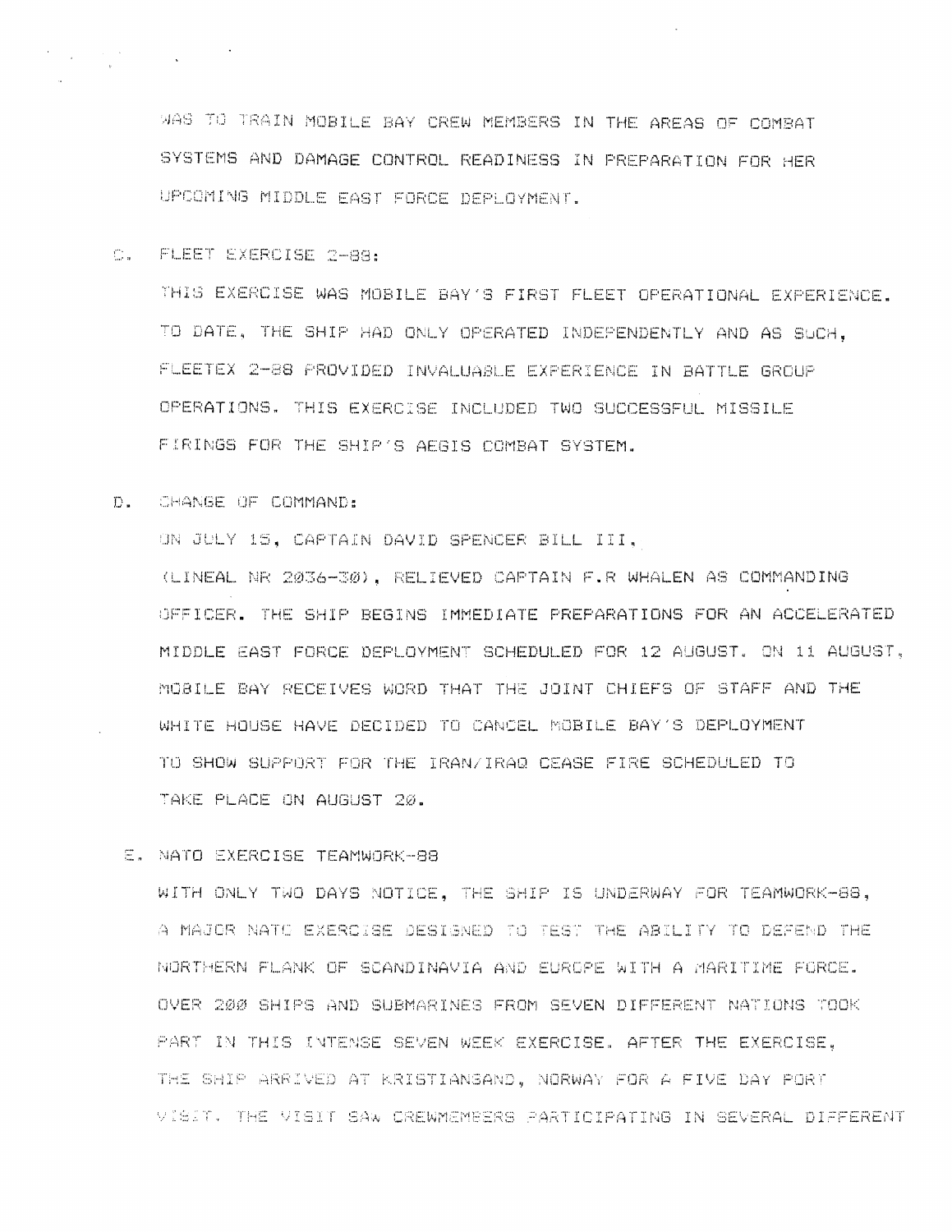WAS TO TRAIN MOBILE BAY CREW MEMBERS IN THE AREAS OF COMBAT SYSTEMS AND DAMAGE CONTROL READINESS IN PREPARATION FOR HER UPCOMING MIDDLE EAST FORCE DEPLOYMENT.

C. FLEET EXERCISE 2-88:

THIS EXERCISE WAS MOBILE BAY'S FIRST FLEET OPERATIONAL EXPERIENCE. TO DATE, THE SHIP HAD ONLY OPERATED INDEPENDENTLY AND AS SUCH, FLEETEX 2-88 PROVIDED INVALUABLE EXPERIENCE IN BATTLE GROUP OPERATIONS. THIS EXERCISE INCLUDED TWO SUCCESSFUL MISSILE FIRINGS FOR THE SHIP'S AEGIS COMBAT SYSTEM.

D. CHANGE OF COMMAND:

ON JULY 15, CAPTAIN DAVID SPENCER BILL III, (LINEAL NR 2036-30), RELIEVED CAPTAIN F.R WHALEN AS COMMANDING OFFICER. THE SHIP BEGINS IMMEDIATE PREPARATIONS FOR AN ACCELERATED MIDDLE EAST FORCE DEPLOYMENT SCHEDULED FOR 12 AUGUST. ON 11 AUGUST, MOBILE BAY RECEIVES WORD THAT THE JOINT CHIEFS OF STAFF AND THE WHITE HOUSE HAVE DECIDED TO CANCEL MOBILE BAY'S DEPLOYMENT TO SHOW SUPPORT FOR THE IRAN/IRAQ CEASE FIRE SCHEDULED TO TAKE PLACE ON AUGUST 20.

E. NATO EXERCISE TEAMWORK-88

WITH ONLY TWO DAYS NOTICE, THE SHIP IS UNDERWAY FOR TEAMWORK-88, A MAJOR NATO EXERCISE DESIGNED TO TEST THE ABILITY TO DEFEND THE NORTHERN FLANK OF SCANDINAVIA AND EUROPE WITH A MARITIME FORCE. OVER 200 SHIPS AND SUBMARINES FROM SEVEN DIFFERENT NATIONS TOOK PART IN THIS INTENSE SEVEN WEEK EXERCISE. AFTER THE EXERCISE, THE SHIP ARRIVED AT KRISTIANSAND, NORWAY FOR A FIVE DAY PORT VISIT. THE VISIT SAW CREWMEMBERS PARTICIPATING IN SEVERAL DIFFERENT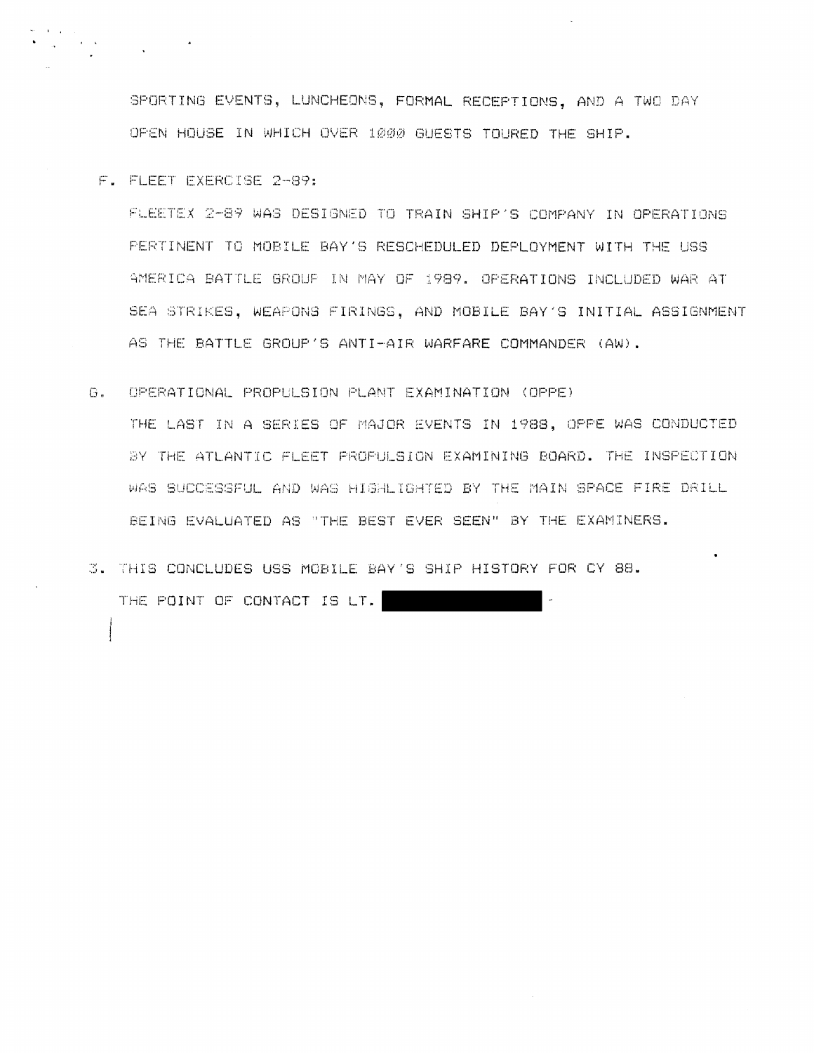SPORTING EVENTS, LUNCHEONS, FORMAL RECEPTIONS, AND A TWO DAY OPEN HOUSE IN WHICH OVER 1000 GUESTS TOURED THE SHIP.

F. FLEET EXERCISE 2-89:

FLEETEX 2-89 WAS DESIGNED TO TRAIN SHIP'S COMPANY IN OPERATIONS PERTINENT TO MOBILE BAY'S RESCHEDULED DEPLOYMENT WITH THE USS AMERICA BATTLE GROUP IN MAY OF 1989. OPERATIONS INCLUDED WAR AT SEA STRIKES, WEAPONS FIRINGS, AND MOBILE BAY'S INITIAL ASSIGNMENT AS THE BATTLE GROUP'S ANTI-AIR WARFARE COMMANDER (AW).

G. OPERATIONAL PROPULSION PLANT EXAMINATION (OPPE)

THE LAST IN A SERIES OF MAJOR EVENTS IN 1988, OPPE WAS CONDUCTED BY THE ATLANTIC FLEET PROPULSION EXAMINING BOARD. THE INSPECTION WAS SUCCESSFUL AND WAS HIGHLIGHTED BY THE MAIN SPACE FIRE DRILL BEING EVALUATED AS "THE BEST EVER SEEN" BY THE EXAMINERS.

3. THIS CONCLUDES USS MOBILE BAY'S SHIP HISTORY FOR CY 88.

THE POINT OF CONTACT IS LT. [REDACTED] .